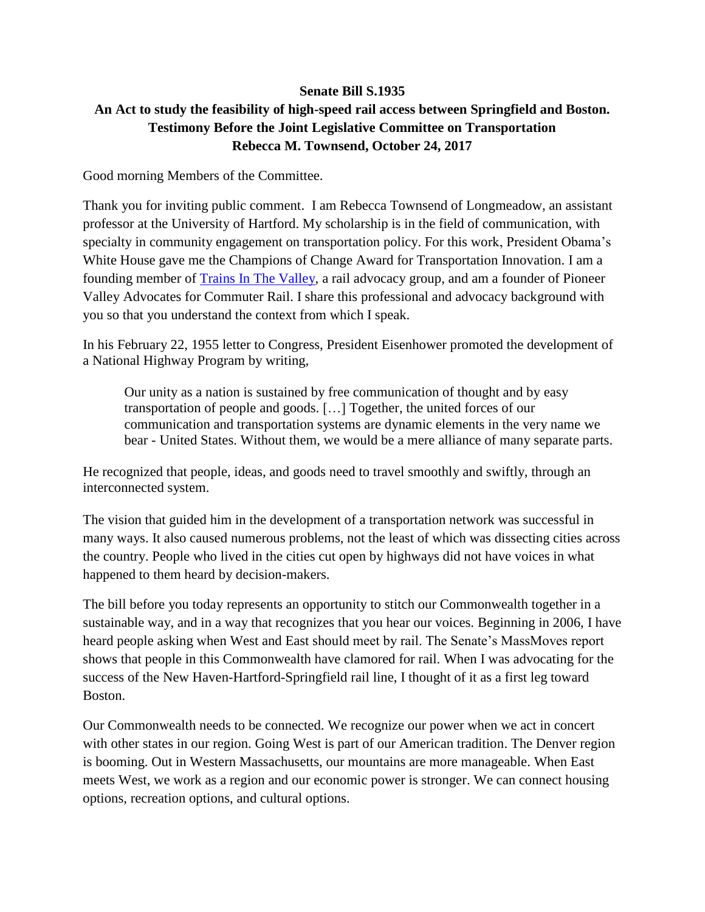**Senate Bill S.1935**

**An Act to study the feasibility of high-speed rail access between Springfield and Boston.**
**Testimony Before the Joint Legislative Committee on Transportation**
**Rebecca M. Townsend, October 24, 2017**

Good morning Members of the Committee.

Thank you for inviting public comment. I am Rebecca Townsend of Longmeadow, an assistant professor at the University of Hartford. My scholarship is in the field of communication, with specialty in community engagement on transportation policy. For this work, President Obama's White House gave me the Champions of Change Award for Transportation Innovation. I am a founding member of Trains In The Valley, a rail advocacy group, and am a founder of Pioneer Valley Advocates for Commuter Rail. I share this professional and advocacy background with you so that you understand the context from which I speak.

In his February 22, 1955 letter to Congress, President Eisenhower promoted the development of a National Highway Program by writing,

> Our unity as a nation is sustained by free communication of thought and by easy transportation of people and goods. […] Together, the united forces of our communication and transportation systems are dynamic elements in the very name we bear - United States. Without them, we would be a mere alliance of many separate parts.

He recognized that people, ideas, and goods need to travel smoothly and swiftly, through an interconnected system.

The vision that guided him in the development of a transportation network was successful in many ways. It also caused numerous problems, not the least of which was dissecting cities across the country. People who lived in the cities cut open by highways did not have voices in what happened to them heard by decision-makers.

The bill before you today represents an opportunity to stitch our Commonwealth together in a sustainable way, and in a way that recognizes that you hear our voices. Beginning in 2006, I have heard people asking when West and East should meet by rail. The Senate's MassMoves report shows that people in this Commonwealth have clamored for rail. When I was advocating for the success of the New Haven-Hartford-Springfield rail line, I thought of it as a first leg toward Boston.

Our Commonwealth needs to be connected. We recognize our power when we act in concert with other states in our region. Going West is part of our American tradition. The Denver region is booming. Out in Western Massachusetts, our mountains are more manageable. When East meets West, we work as a region and our economic power is stronger. We can connect housing options, recreation options, and cultural options.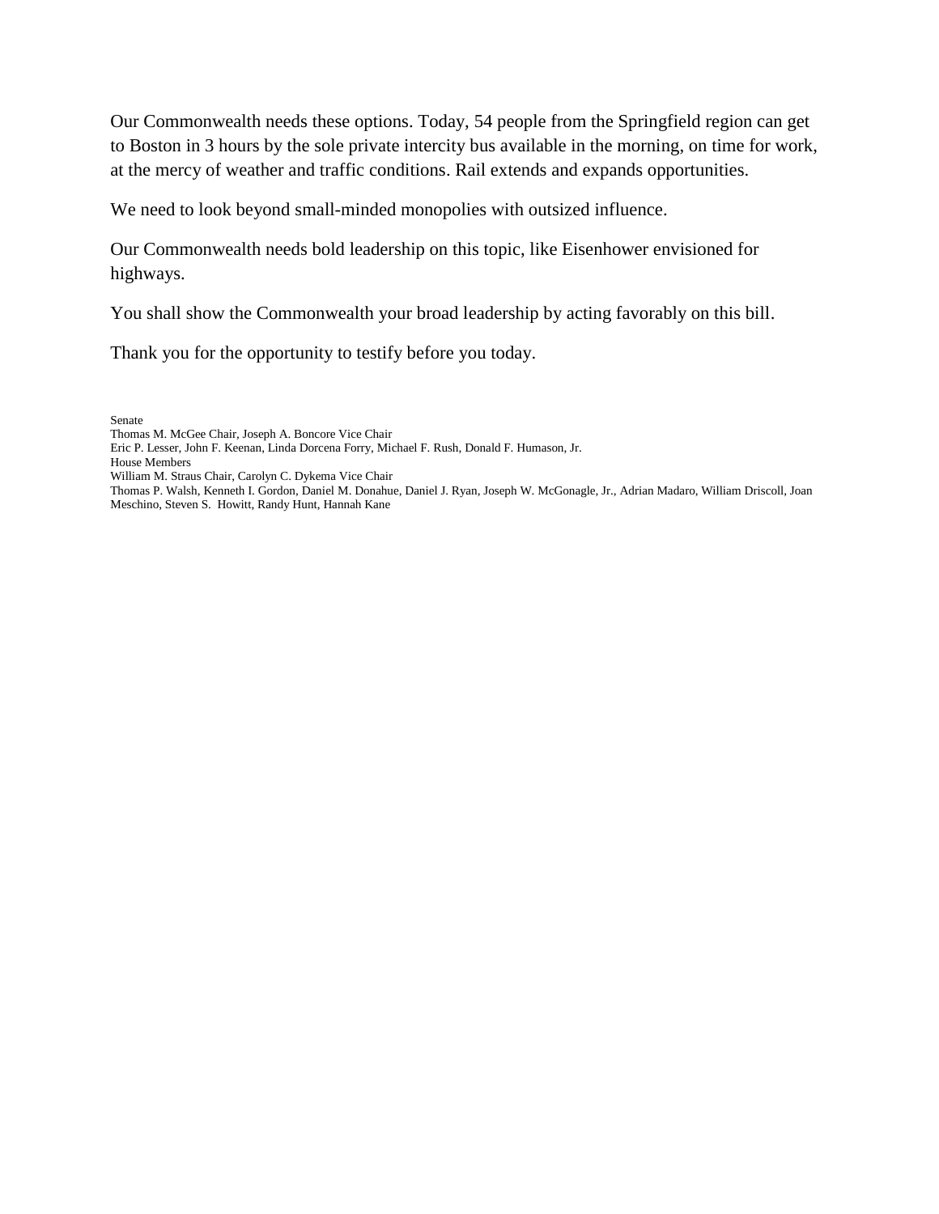Our Commonwealth needs these options. Today, 54 people from the Springfield region can get to Boston in 3 hours by the sole private intercity bus available in the morning, on time for work, at the mercy of weather and traffic conditions. Rail extends and expands opportunities.

We need to look beyond small-minded monopolies with outsized influence.

Our Commonwealth needs bold leadership on this topic, like Eisenhower envisioned for highways.

You shall show the Commonwealth your broad leadership by acting favorably on this bill.

Thank you for the opportunity to testify before you today.

Senate
Thomas M. McGee Chair, Joseph A. Boncore Vice Chair
Eric P. Lesser, John F. Keenan, Linda Dorcena Forry, Michael F. Rush, Donald F. Humason, Jr.
House Members
William M. Straus Chair, Carolyn C. Dykema Vice Chair
Thomas P. Walsh, Kenneth I. Gordon, Daniel M. Donahue, Daniel J. Ryan, Joseph W. McGonagle, Jr., Adrian Madaro, William Driscoll, Joan Meschino, Steven S. Howitt, Randy Hunt, Hannah Kane